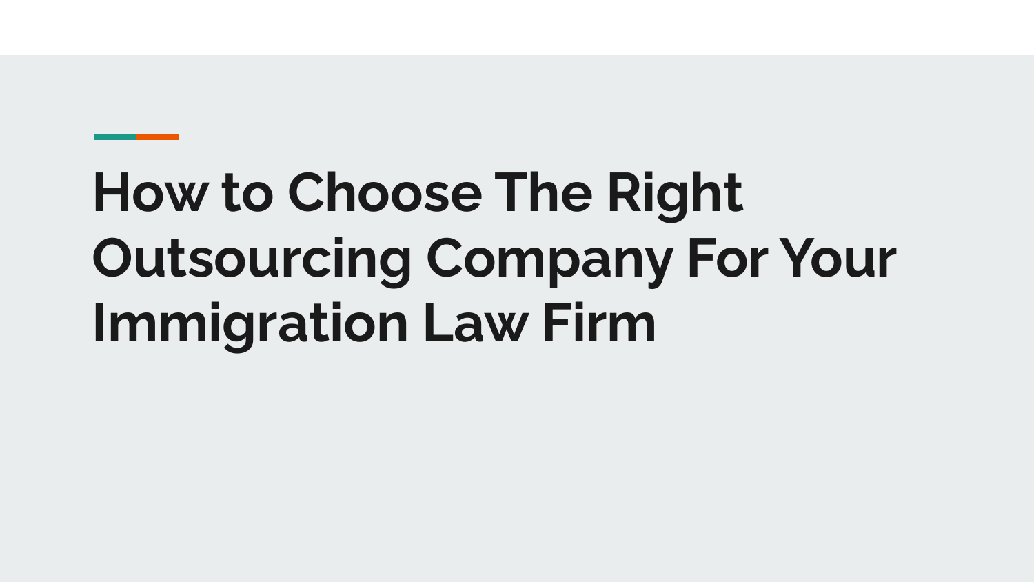# How to Choose The Right Outsourcing Company For Your Immigration Law Firm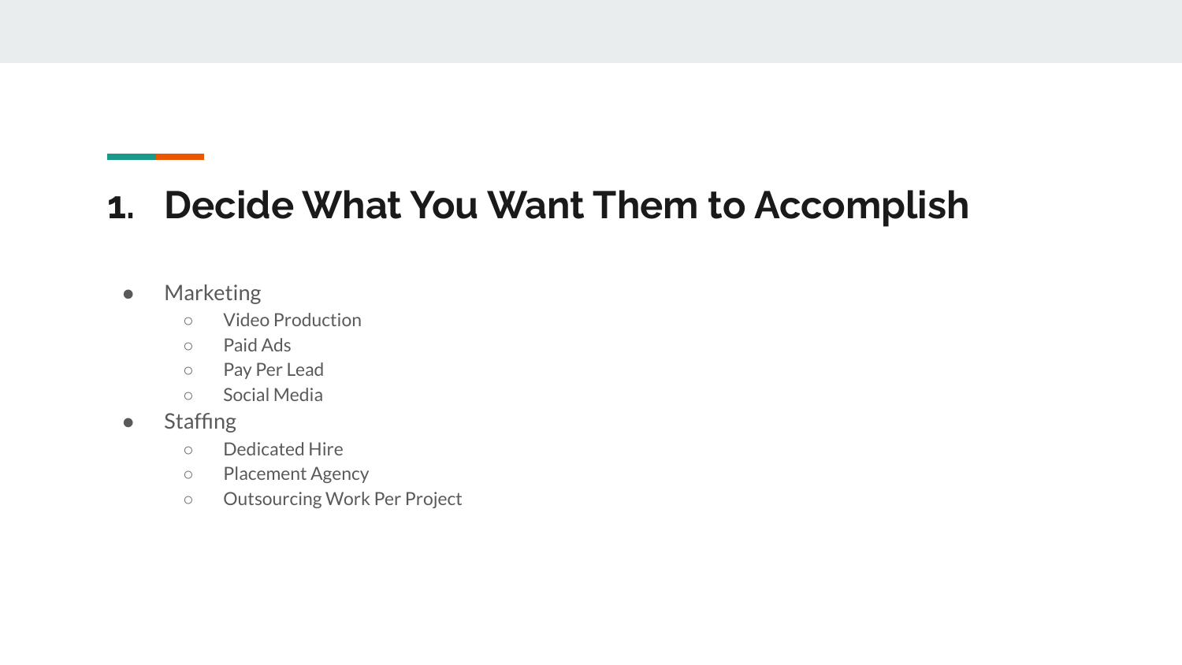# 1. Decide What You Want Them to Accomplish

- Marketing
  - Video Production
  - Paid Ads
  - Pay Per Lead
  - Social Media
- Staffing
  - Dedicated Hire
  - Placement Agency
  - Outsourcing Work Per Project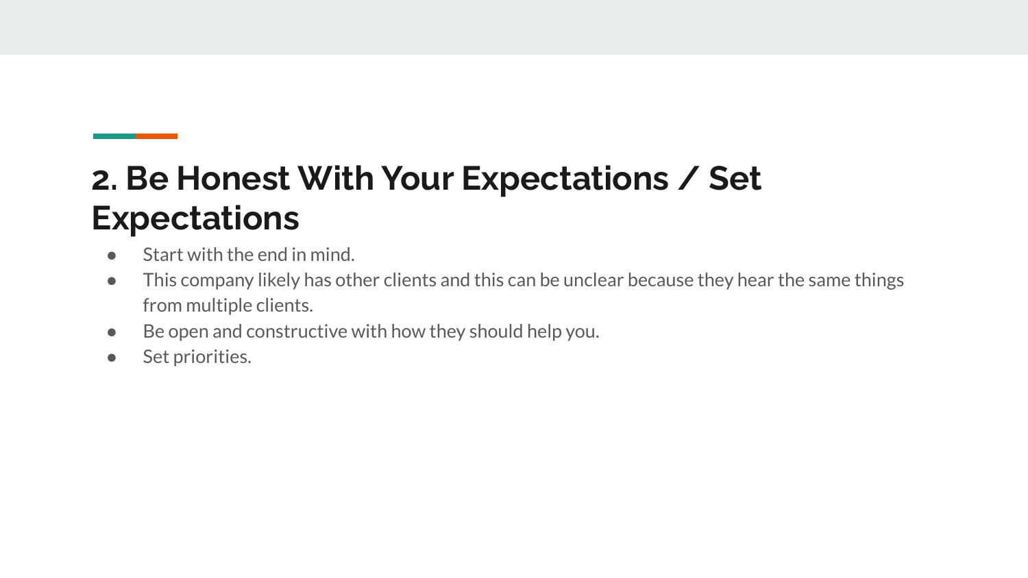## 2. Be Honest With Your Expectations / Set Expectations

- Start with the end in mind.
- This company likely has other clients and this can be unclear because they hear the same things from multiple clients.
- Be open and constructive with how they should help you.
- Set priorities.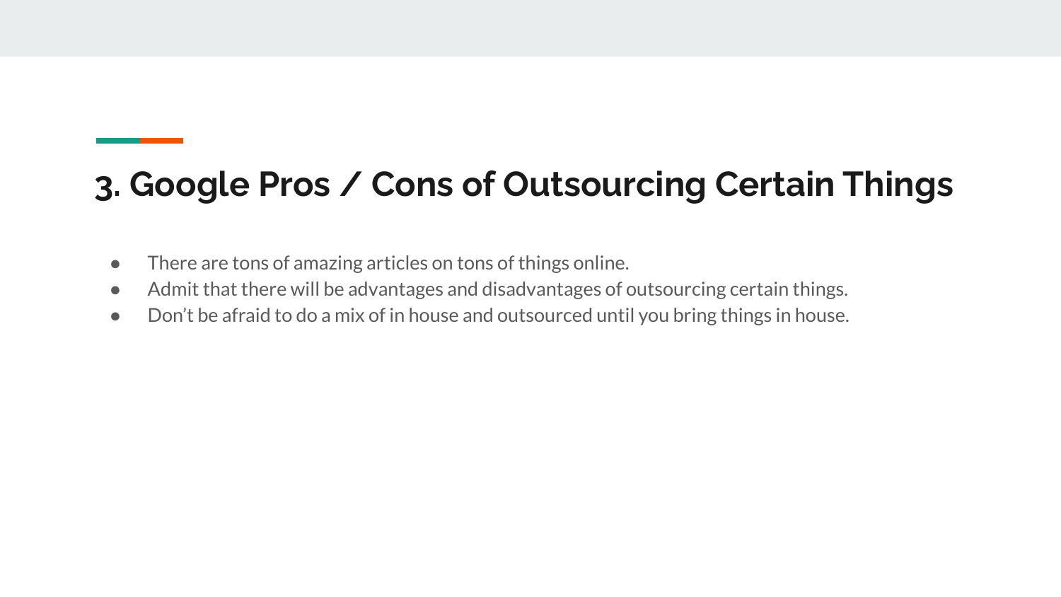## 3. Google Pros / Cons of Outsourcing Certain Things

- There are tons of amazing articles on tons of things online.
- Admit that there will be advantages and disadvantages of outsourcing certain things.
- Don't be afraid to do a mix of in house and outsourced until you bring things in house.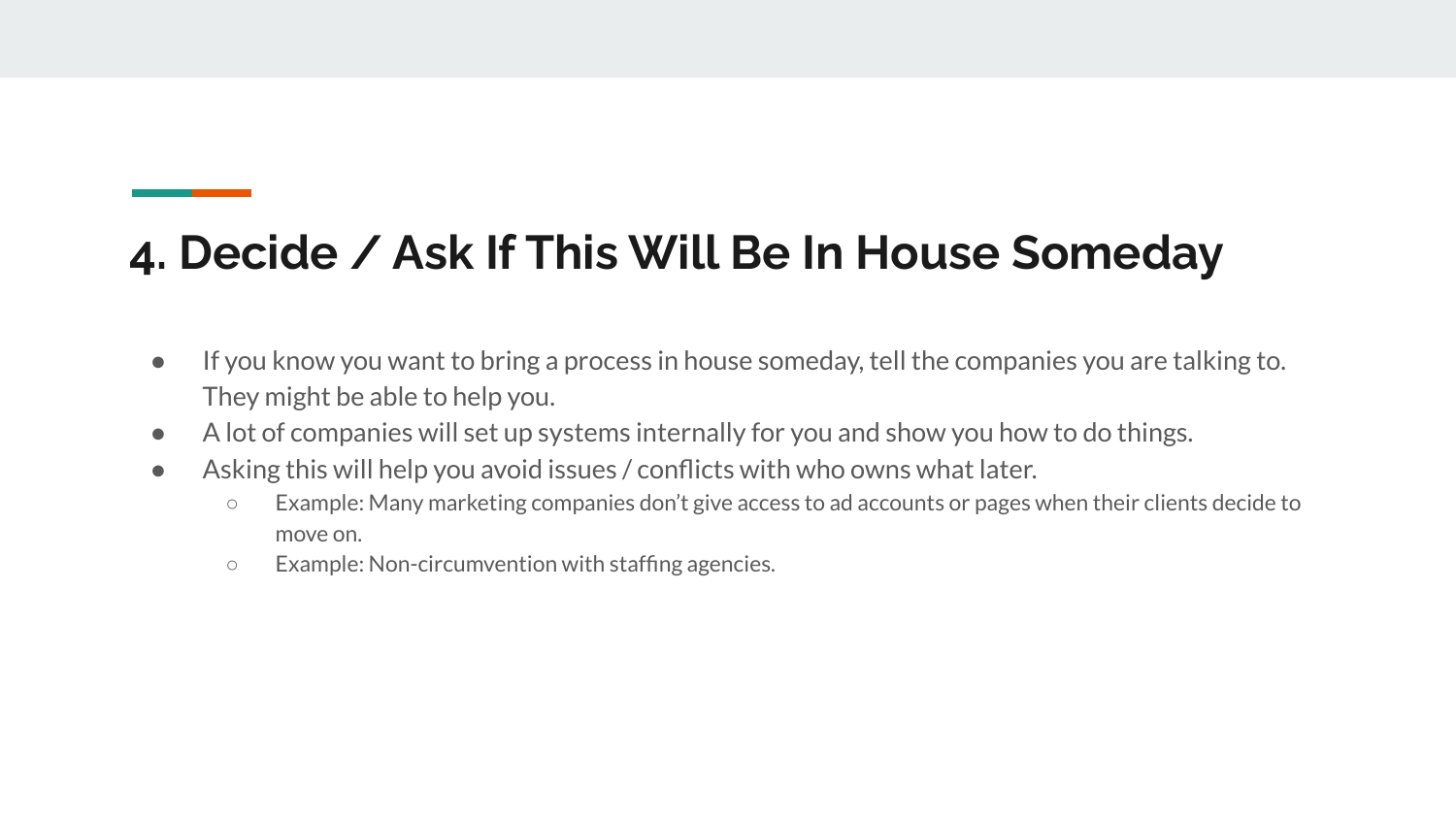# 4. Decide / Ask If This Will Be In House Someday

- If you know you want to bring a process in house someday, tell the companies you are talking to. They might be able to help you.
- A lot of companies will set up systems internally for you and show you how to do things.
- Asking this will help you avoid issues / conflicts with who owns what later.
  - Example: Many marketing companies don't give access to ad accounts or pages when their clients decide to move on.
  - Example: Non-circumvention with staffing agencies.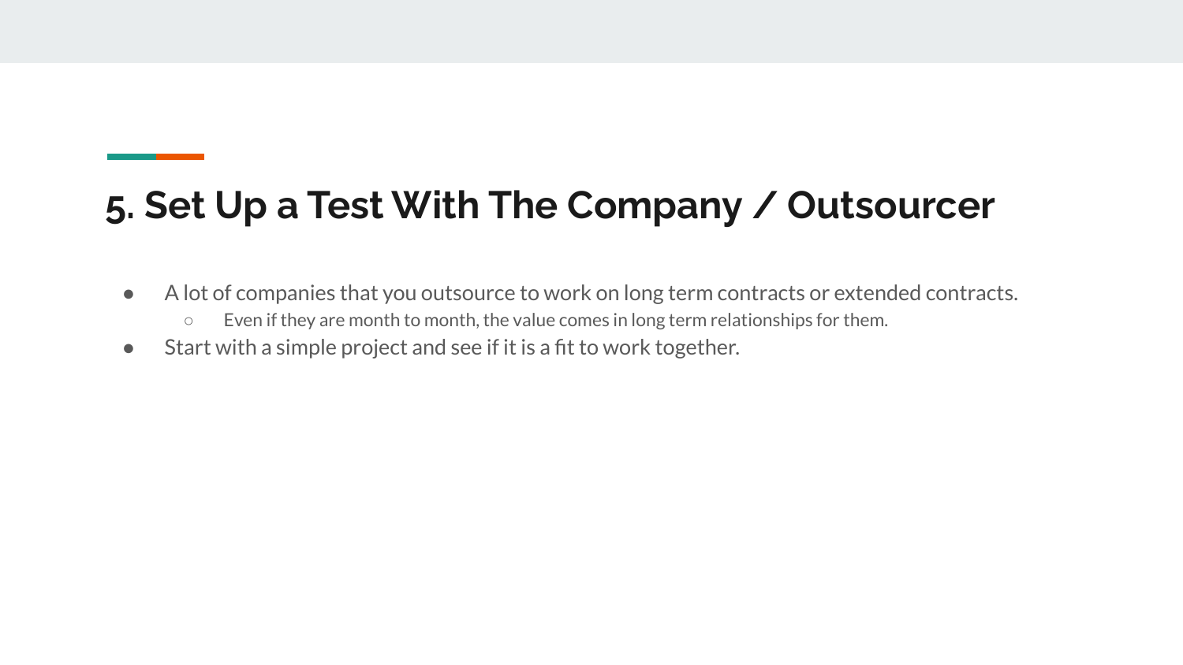## 5. Set Up a Test With The Company / Outsourcer

- A lot of companies that you outsource to work on long term contracts or extended contracts.
  - Even if they are month to month, the value comes in long term relationships for them.
- Start with a simple project and see if it is a fit to work together.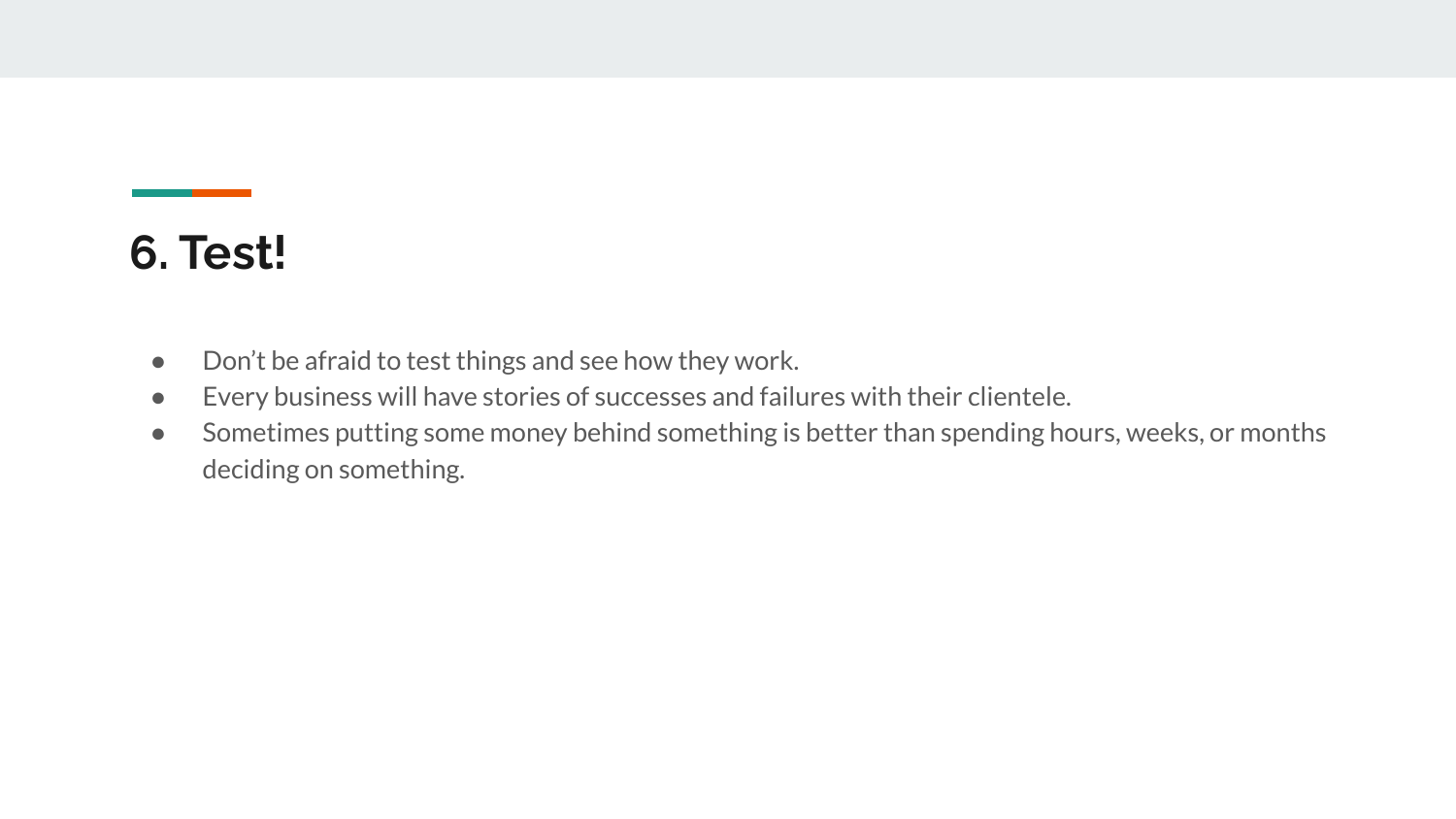## 6. Test!

- Don't be afraid to test things and see how they work.
- Every business will have stories of successes and failures with their clientele.
- Sometimes putting some money behind something is better than spending hours, weeks, or months deciding on something.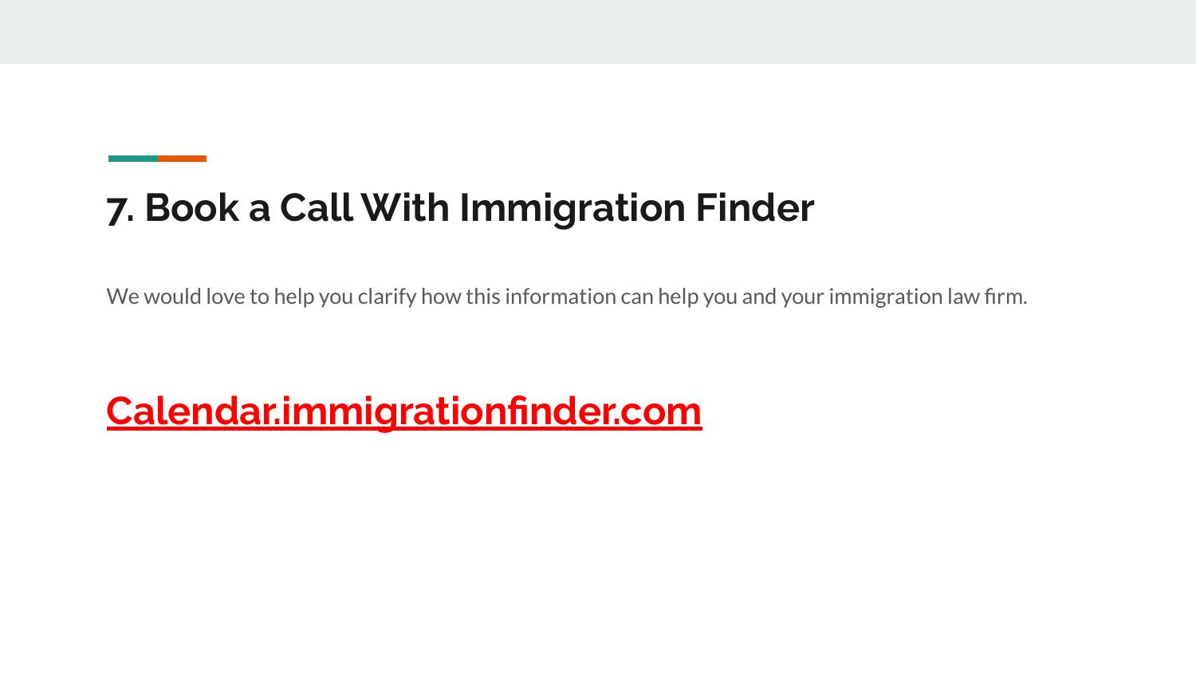# 7. Book a Call With Immigration Finder

We would love to help you clarify how this information can help you and your immigration law firm.

**Calendar.immigrationfinder.com**